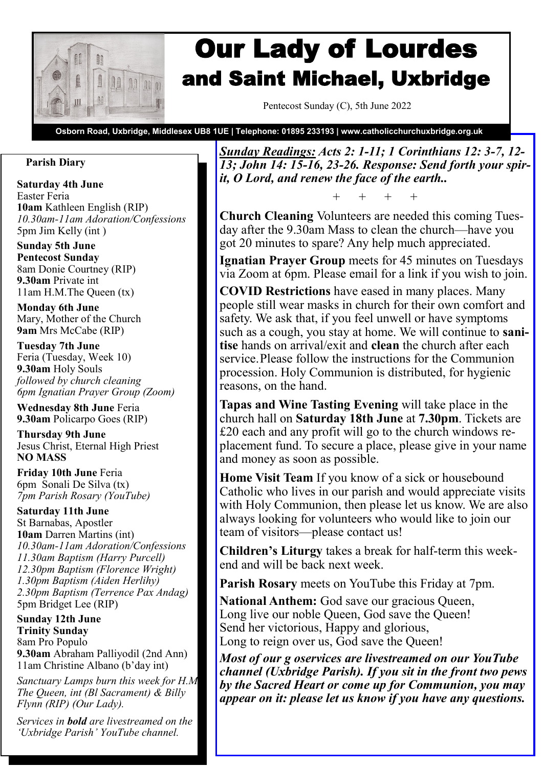# Our Lady of Lourdes and Saint Michael, Uxbridge

Pentecost Sunday (C), 5th June 2022

**Osborn Road, Uxbridge, Middlesex UB8 1UE | Telephone: 01895 233193 | www.catholicchurchuxbridge.org.uk**

## Parish Diary

**Saturday 4th June**
Easter Feria
**10am** Kathleen English (RIP)
*10.30am-11am Adoration/Confessions*
5pm Jim Kelly (int )

**Sunday 5th June**
**Pentecost Sunday**
8am Donie Courtney (RIP)
**9.30am** Private int
11am H.M.The Queen (tx)

**Monday 6th June**
Mary, Mother of the Church
**9am** Mrs McCabe (RIP)

**Tuesday 7th June**
Feria (Tuesday, Week 10)
**9.30am** Holy Souls
*followed by church cleaning*
*6pm Ignatian Prayer Group (Zoom)*

**Wednesday 8th June** Feria
**9.30am** Policarpo Goes (RIP)

**Thursday 9th June**
Jesus Christ, Eternal High Priest
**NO MASS**

**Friday 10th June** Feria
6pm Sonali De Silva (tx)
*7pm Parish Rosary (YouTube)*

**Saturday 11th June**
St Barnabas, Apostler
**10am** Darren Martins (int)
*10.30am-11am Adoration/Confessions*
*11.30am Baptism (Harry Purcell)*
*12.30pm Baptism (Florence Wright)*
*1.30pm Baptism (Aiden Herlihy)*
*2.30pm Baptism (Terrence Pax Andag)*
5pm Bridget Lee (RIP)

**Sunday 12th June**
**Trinity Sunday**
8am Pro Populo
**9.30am** Abraham Palliyodil (2nd Ann)
11am Christine Albano (b'day int)

*Sanctuary Lamps burn this week for H.M The Queen, int (Bl Sacrament) & Billy Flynn (RIP) (Our Lady).*

*Services in **bold** are livestreamed on the 'Uxbridge Parish' YouTube channel.*

***Sunday Readings:** Acts 2: 1-11; 1 Corinthians 12: 3-7, 12-13; John 14: 15-16, 23-26. Response: Send forth your spirit, O Lord, and renew the face of the earth..*

\+ + + +

**Church Cleaning** Volunteers are needed this coming Tuesday after the 9.30am Mass to clean the church—have you got 20 minutes to spare? Any help much appreciated.

**Ignatian Prayer Group** meets for 45 minutes on Tuesdays via Zoom at 6pm. Please email for a link if you wish to join.

**COVID Restrictions** have eased in many places. Many people still wear masks in church for their own comfort and safety. We ask that, if you feel unwell or have symptoms such as a cough, you stay at home. We will continue to **sanitise** hands on arrival/exit and **clean** the church after each service.Please follow the instructions for the Communion procession. Holy Communion is distributed, for hygienic reasons, on the hand.

**Tapas and Wine Tasting Evening** will take place in the church hall on **Saturday 18th June** at **7.30pm**. Tickets are £20 each and any profit will go to the church windows replacement fund. To secure a place, please give in your name and money as soon as possible.

**Home Visit Team** If you know of a sick or housebound Catholic who lives in our parish and would appreciate visits with Holy Communion, then please let us know. We are also always looking for volunteers who would like to join our team of visitors—please contact us!

**Children's Liturgy** takes a break for half-term this weekend and will be back next week.

**Parish Rosary** meets on YouTube this Friday at 7pm.

**National Anthem:** God save our gracious Queen,
Long live our noble Queen, God save the Queen!
Send her victorious, Happy and glorious,
Long to reign over us, God save the Queen!

***Most of our g oservices are livestreamed on our YouTube channel (Uxbridge Parish). If you sit in the front two pews by the Sacred Heart or come up for Communion, you may appear on it: please let us know if you have any questions.***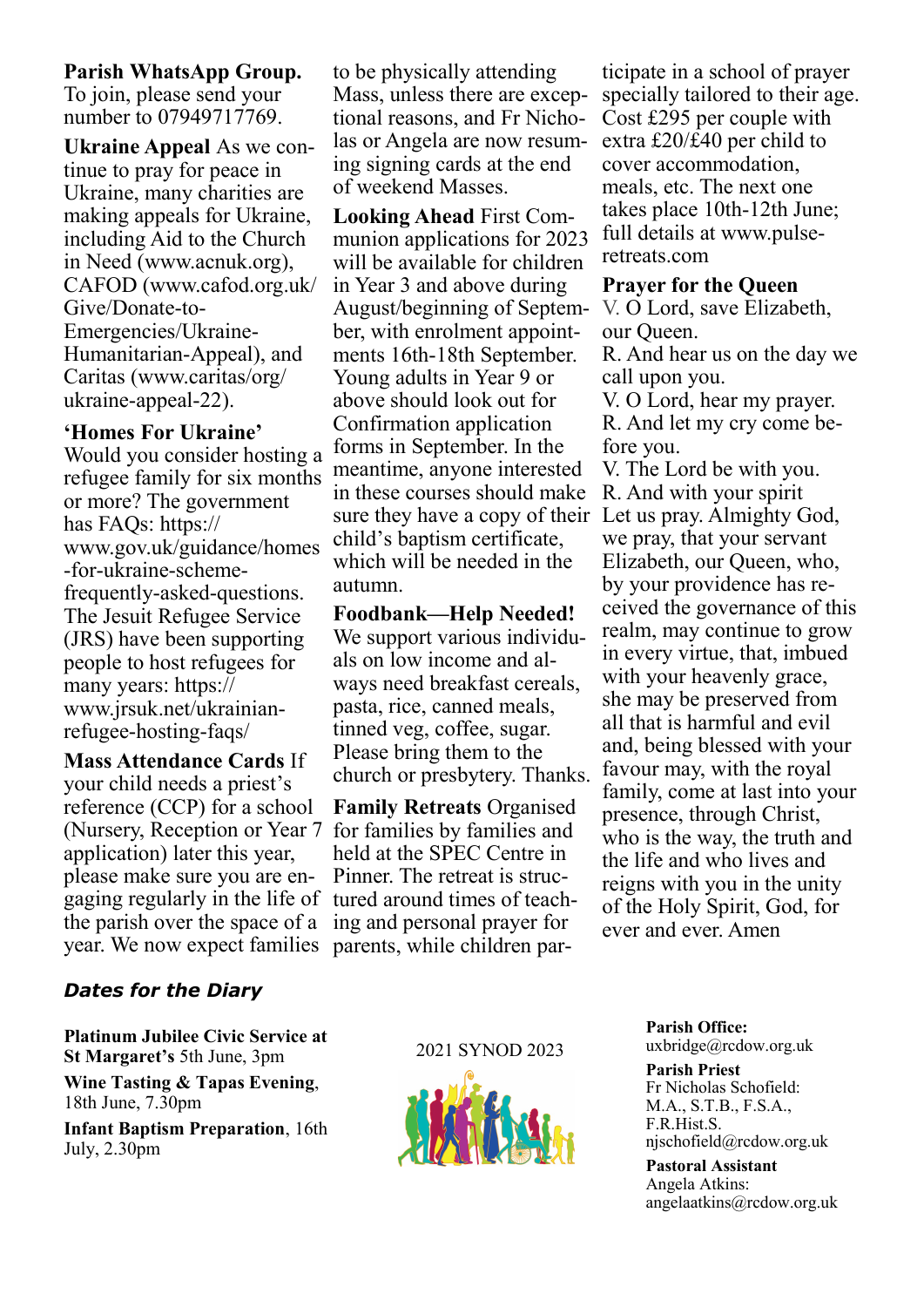**Parish WhatsApp Group.** To join, please send your number to 07949717769.

**Ukraine Appeal** As we continue to pray for peace in Ukraine, many charities are making appeals for Ukraine, including Aid to the Church in Need (www.acnuk.org), CAFOD (www.cafod.org.uk/Give/Donate-to-Emergencies/Ukraine-Humanitarian-Appeal), and Caritas (www.caritas/org/ukraine-appeal-22).

**'Homes For Ukraine'** Would you consider hosting a refugee family for six months or more? The government has FAQs: https://www.gov.uk/guidance/homes-for-ukraine-scheme-frequently-asked-questions. The Jesuit Refugee Service (JRS) have been supporting people to host refugees for many years: https://www.jrsuk.net/ukrainian-refugee-hosting-faqs/

**Mass Attendance Cards** If your child needs a priest's reference (CCP) for a school (Nursery, Reception or Year 7 application) later this year, please make sure you are engaging regularly in the life of the parish over the space of a year. We now expect families to be physically attending Mass, unless there are exceptional reasons, and Fr Nicholas or Angela are now resuming signing cards at the end of weekend Masses.

**Looking Ahead** First Communion applications for 2023 will be available for children in Year 3 and above during August/beginning of September, with enrolment appointments 16th-18th September. Young adults in Year 9 or above should look out for Confirmation application forms in September. In the meantime, anyone interested in these courses should make sure they have a copy of their child's baptism certificate, which will be needed in the autumn.

**Foodbank—Help Needed!** We support various individuals on low income and always need breakfast cereals, pasta, rice, canned meals, tinned veg, coffee, sugar. Please bring them to the church or presbytery. Thanks.

**Family Retreats** Organised for families by families and held at the SPEC Centre in Pinner. The retreat is structured around times of teaching and personal prayer for parents, while children participate in a school of prayer specially tailored to their age. Cost £295 per couple with extra £20/£40 per child to cover accommodation, meals, etc. The next one takes place 10th-12th June; full details at www.pulse-retreats.com

**Prayer for the Queen**

V. O Lord, save Elizabeth, our Queen.
R. And hear us on the day we call upon you.
V. O Lord, hear my prayer.
R. And let my cry come before you.
V. The Lord be with you.
R. And with your spirit

Let us pray. Almighty God, we pray, that your servant Elizabeth, our Queen, who, by your providence has received the governance of this realm, may continue to grow in every virtue, that, imbued with your heavenly grace, she may be preserved from all that is harmful and evil and, being blessed with your favour may, with the royal family, come at last into your presence, through Christ, who is the way, the truth and the life and who lives and reigns with you in the unity of the Holy Spirit, God, for ever and ever. Amen

## *Dates for the Diary*

**Platinum Jubilee Civic Service at St Margaret's** 5th June, 3pm

**Wine Tasting & Tapas Evening**, 18th June, 7.30pm

**Infant Baptism Preparation**, 16th July, 2.30pm

2021 SYNOD 2023

**Parish Office:**
uxbridge@rcdow.org.uk

**Parish Priest**
Fr Nicholas Schofield: M.A., S.T.B., F.S.A., F.R.Hist.S.
njschofield@rcdow.org.uk

**Pastoral Assistant**
Angela Atkins:
angelaatkins@rcdow.org.uk